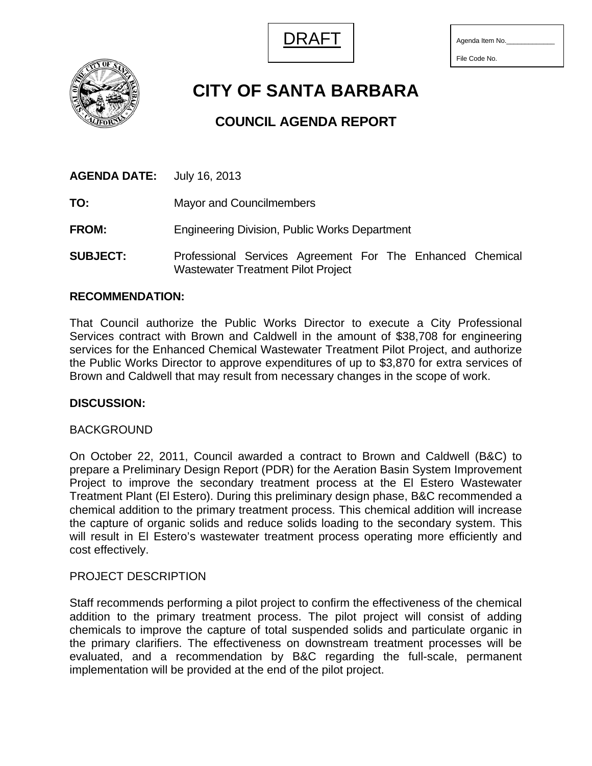DRAFT

Agenda Item No.\_\_\_\_\_\_\_\_\_\_\_\_\_

File Code No.

# CITY OF SANTA BARBARA

## COUNCIL AGENDA REPORT

**AGENDA DATE:** July 16, 2013

**TO:** Mayor and Councilmembers

**FROM:** Engineering Division, Public Works Department

**SUBJECT:** Professional Services Agreement For The Enhanced Chemical Wastewater Treatment Pilot Project

**RECOMMENDATION:**

That Council authorize the Public Works Director to execute a City Professional Services contract with Brown and Caldwell in the amount of $38,708 for engineering services for the Enhanced Chemical Wastewater Treatment Pilot Project, and authorize the Public Works Director to approve expenditures of up to $3,870 for extra services of Brown and Caldwell that may result from necessary changes in the scope of work.

**DISCUSSION:**

BACKGROUND

On October 22, 2011, Council awarded a contract to Brown and Caldwell (B&C) to prepare a Preliminary Design Report (PDR) for the Aeration Basin System Improvement Project to improve the secondary treatment process at the El Estero Wastewater Treatment Plant (El Estero). During this preliminary design phase, B&C recommended a chemical addition to the primary treatment process. This chemical addition will increase the capture of organic solids and reduce solids loading to the secondary system. This will result in El Estero's wastewater treatment process operating more efficiently and cost effectively.

PROJECT DESCRIPTION

Staff recommends performing a pilot project to confirm the effectiveness of the chemical addition to the primary treatment process. The pilot project will consist of adding chemicals to improve the capture of total suspended solids and particulate organic in the primary clarifiers. The effectiveness on downstream treatment processes will be evaluated, and a recommendation by B&C regarding the full-scale, permanent implementation will be provided at the end of the pilot project.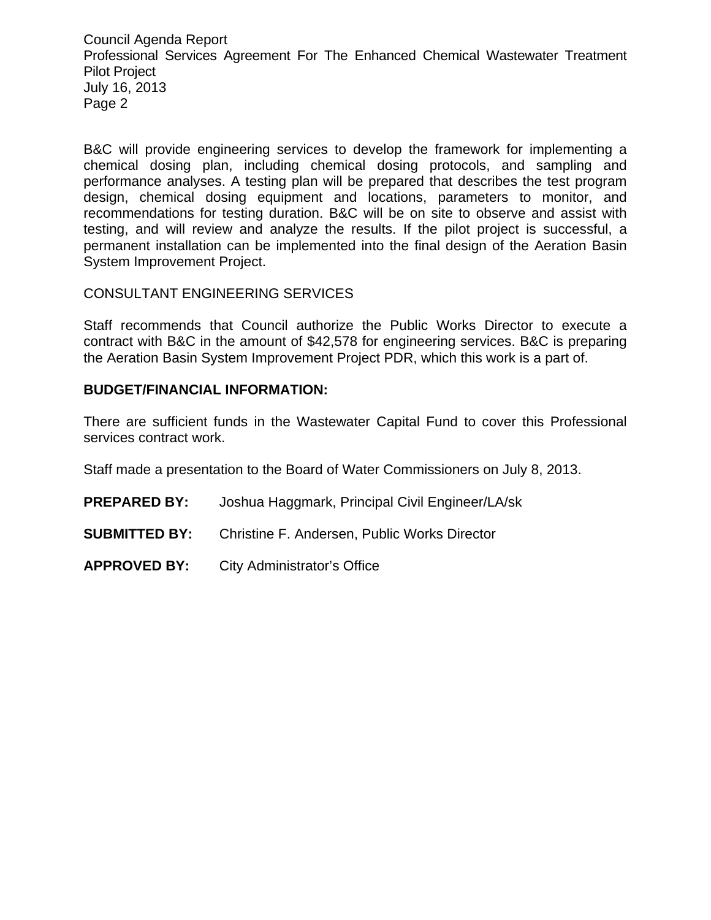B&C will provide engineering services to develop the framework for implementing a chemical dosing plan, including chemical dosing protocols, and sampling and performance analyses. A testing plan will be prepared that describes the test program design, chemical dosing equipment and locations, parameters to monitor, and recommendations for testing duration. B&C will be on site to observe and assist with testing, and will review and analyze the results. If the pilot project is successful, a permanent installation can be implemented into the final design of the Aeration Basin System Improvement Project.

CONSULTANT ENGINEERING SERVICES

Staff recommends that Council authorize the Public Works Director to execute a contract with B&C in the amount of $42,578 for engineering services. B&C is preparing the Aeration Basin System Improvement Project PDR, which this work is a part of.

**BUDGET/FINANCIAL INFORMATION:**

There are sufficient funds in the Wastewater Capital Fund to cover this Professional services contract work.

Staff made a presentation to the Board of Water Commissioners on July 8, 2013.

**PREPARED BY:** Joshua Haggmark, Principal Civil Engineer/LA/sk

**SUBMITTED BY:** Christine F. Andersen, Public Works Director

**APPROVED BY:** City Administrator's Office